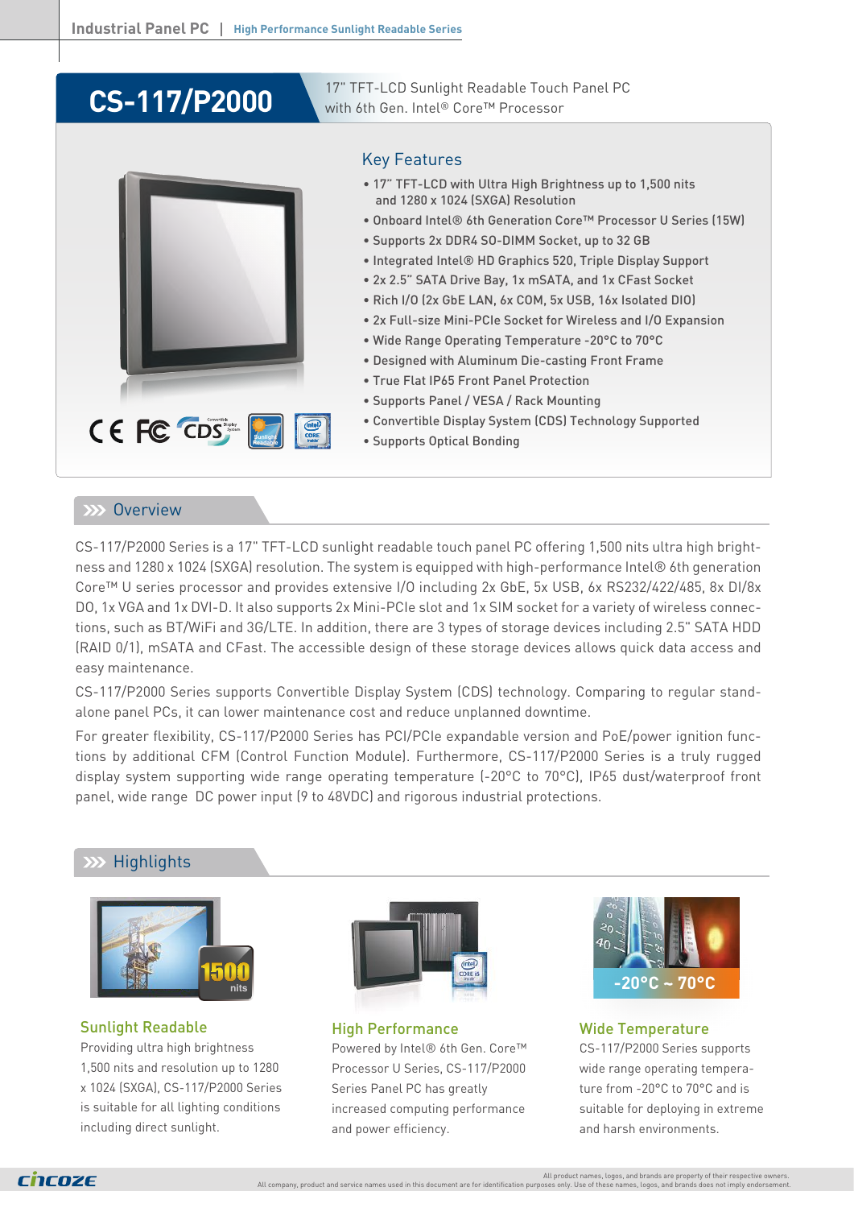# CS-117/P2000

17" TFT-LCD Sunlight Readable Touch Panel PC with 6th Gen. Intel® Core™ Processor

## Key Features

- 17" TFT-LCD with Ultra High Brightness up to 1,500 nits and 1280 x 1024 (SXGA) Resolution
- Onboard Intel® 6th Generation Core™ Processor U Series (15W)
- Supports 2x DDR4 SO-DIMM Socket, up to 32 GB
- Integrated Intel® HD Graphics 520, Triple Display Support
- 2x 2.5" SATA Drive Bay, 1x mSATA, and 1x CFast Socket
- Rich I/O (2x GbE LAN, 6x COM, 5x USB, 16x Isolated DIO)
- 2x Full-size Mini-PCIe Socket for Wireless and I/O Expansion
- Wide Range Operating Temperature -20°C to 70°C
- Designed with Aluminum Die-casting Front Frame
- True Flat IP65 Front Panel Protection
- Supports Panel / VESA / Rack Mounting
- Convertible Display System (CDS) Technology Supported
- Supports Optical Bonding

## Overview

CS-117/P2000 Series is a 17" TFT-LCD sunlight readable touch panel PC offering 1,500 nits ultra high brightness and 1280 x 1024 (SXGA) resolution. The system is equipped with high-performance Intel® 6th generation Core™ U series processor and provides extensive I/O including 2x GbE, 5x USB, 6x RS232/422/485, 8x DI/8x DO, 1x VGA and 1x DVI-D. It also supports 2x Mini-PCIe slot and 1x SIM socket for a variety of wireless connections, such as BT/WiFi and 3G/LTE. In addition, there are 3 types of storage devices including 2.5" SATA HDD (RAID 0/1), mSATA and CFast. The accessible design of these storage devices allows quick data access and easy maintenance.

CS-117/P2000 Series supports Convertible Display System (CDS) technology. Comparing to regular standalone panel PCs, it can lower maintenance cost and reduce unplanned downtime.

For greater flexibility, CS-117/P2000 Series has PCI/PCIe expandable version and PoE/power ignition functions by additional CFM (Control Function Module). Furthermore, CS-117/P2000 Series is a truly rugged display system supporting wide range operating temperature (-20°C to 70°C), IP65 dust/waterproof front panel, wide range DC power input (9 to 48VDC) and rigorous industrial protections.

## Highlights

### Sunlight Readable

Providing ultra high brightness 1,500 nits and resolution up to 1280 x 1024 (SXGA), CS-117/P2000 Series is suitable for all lighting conditions including direct sunlight.

### High Performance

Powered by Intel® 6th Gen. Core™ Processor U Series, CS-117/P2000 Series Panel PC has greatly increased computing performance and power efficiency.

### Wide Temperature

CS-117/P2000 Series supports wide range operating temperature from -20°C to 70°C and is suitable for deploying in extreme and harsh environments.

All product names, logos, and brands are property of their respective owners.
All company, product and service names used in this document are for identification purposes only. Use of these names, logos, and brands does not imply endorsement.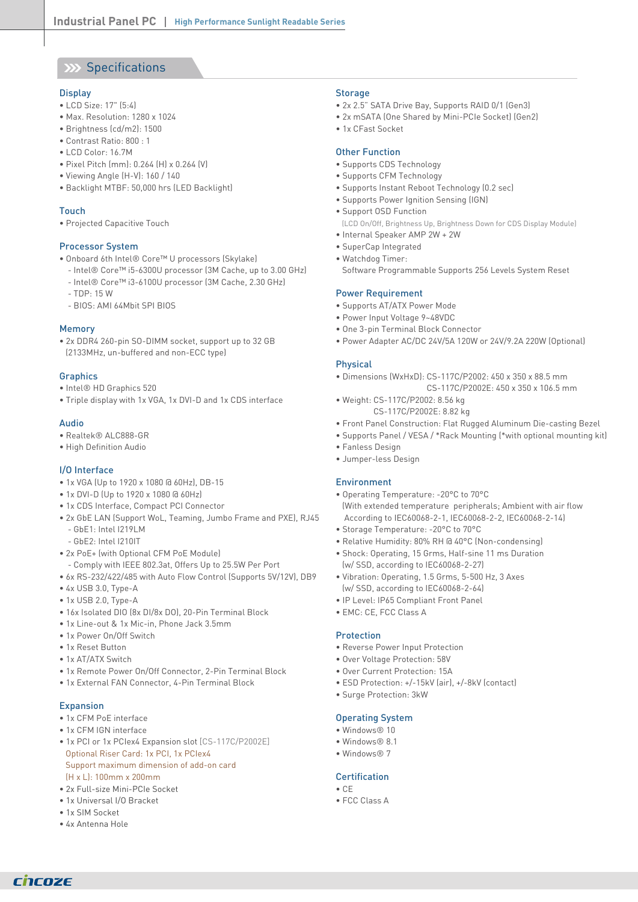## Specifications

### Display
- LCD Size: 17" (5:4)
- Max. Resolution: 1280 x 1024
- Brightness (cd/m2): 1500
- Contrast Ratio: 800 : 1
- LCD Color: 16.7M
- Pixel Pitch (mm): 0.264 (H) x 0.264 (V)
- Viewing Angle (H-V): 160 / 140
- Backlight MTBF: 50,000 hrs (LED Backlight)

### Touch
- Projected Capacitive Touch

### Processor System
- Onboard 6th Intel® Core™ U processors (Skylake)
  - Intel® Core™ i5-6300U processor (3M Cache, up to 3.00 GHz)
  - Intel® Core™ i3-6100U processor (3M Cache, 2.30 GHz)
  - TDP: 15 W
  - BIOS: AMI 64Mbit SPI BIOS

### Memory
- 2x DDR4 260-pin SO-DIMM socket, support up to 32 GB (2133MHz, un-buffered and non-ECC type)

### Graphics
- Intel® HD Graphics 520
- Triple display with 1x VGA, 1x DVI-D and 1x CDS interface

### Audio
- Realtek® ALC888-GR
- High Definition Audio

### I/O Interface
- 1x VGA (Up to 1920 x 1080 @ 60Hz), DB-15
- 1x DVI-D (Up to 1920 x 1080 @ 60Hz)
- 1x CDS Interface, Compact PCI Connector
- 2x GbE LAN (Support WoL, Teaming, Jumbo Frame and PXE), RJ45
  - GbE1: Intel I219LM
  - GbE2: Intel I210IT
- 2x PoE+ (with Optional CFM PoE Module)
  - Comply with IEEE 802.3at, Offers Up to 25.5W Per Port
- 6x RS-232/422/485 with Auto Flow Control (Supports 5V/12V), DB9
- 4x USB 3.0, Type-A
- 1x USB 2.0, Type-A
- 16x Isolated DIO (8x DI/8x DO), 20-Pin Terminal Block
- 1x Line-out & 1x Mic-in, Phone Jack 3.5mm
- 1x Power On/Off Switch
- 1x Reset Button
- 1x AT/ATX Switch
- 1x Remote Power On/Off Connector, 2-Pin Terminal Block
- 1x External FAN Connector, 4-Pin Terminal Block

### Expansion
- 1x CFM PoE interface
- 1x CFM IGN interface
- 1x PCI or 1x PCIex4 Expansion slot (CS-117C/P2002E)
  Optional Riser Card: 1x PCI, 1x PCIex4
  Support maximum dimension of add-on card
  (H x L): 100mm x 200mm
- 2x Full-size Mini-PCIe Socket
- 1x Universal I/O Bracket
- 1x SIM Socket
- 4x Antenna Hole

### Storage
- 2x 2.5" SATA Drive Bay, Supports RAID 0/1 (Gen3)
- 2x mSATA (One Shared by Mini-PCIe Socket) (Gen2)
- 1x CFast Socket

### Other Function
- Supports CDS Technology
- Supports CFM Technology
- Supports Instant Reboot Technology (0.2 sec)
- Supports Power Ignition Sensing (IGN)
- Support OSD Function
  (LCD On/Off, Brightness Up, Brightness Down for CDS Display Module)
- Internal Speaker AMP 2W + 2W
- SuperCap Integrated
- Watchdog Timer:
  Software Programmable Supports 256 Levels System Reset

### Power Requirement
- Supports AT/ATX Power Mode
- Power Input Voltage 9~48VDC
- One 3-pin Terminal Block Connector
- Power Adapter AC/DC 24V/5A 120W or 24V/9.2A 220W (Optional)

### Physical
- Dimensions (WxHxD): CS-117C/P2002: 450 x 350 x 88.5 mm
  CS-117C/P2002E: 450 x 350 x 106.5 mm
- Weight: CS-117C/P2002: 8.56 kg
  CS-117C/P2002E: 8.82 kg
- Front Panel Construction: Flat Rugged Aluminum Die-casting Bezel
- Supports Panel / VESA / *Rack Mounting (*with optional mounting kit)
- Fanless Design
- Jumper-less Design

### Environment
- Operating Temperature: -20°C to 70°C
  (With extended temperature peripherals; Ambient with air flow According to IEC60068-2-1, IEC60068-2-2, IEC60068-2-14)
- Storage Temperature: -20°C to 70°C
- Relative Humidity: 80% RH @ 40°C (Non-condensing)
- Shock: Operating, 15 Grms, Half-sine 11 ms Duration (w/ SSD, according to IEC60068-2-27)
- Vibration: Operating, 1.5 Grms, 5-500 Hz, 3 Axes (w/ SSD, according to IEC60068-2-64)
- IP Level: IP65 Compliant Front Panel
- EMC: CE, FCC Class A

### Protection
- Reverse Power Input Protection
- Over Voltage Protection: 58V
- Over Current Protection: 15A
- ESD Protection: +/-15kV (air), +/-8kV (contact)
- Surge Protection: 3kW

### Operating System
- Windows® 10
- Windows® 8.1
- Windows® 7

### Certification
- CE
- FCC Class A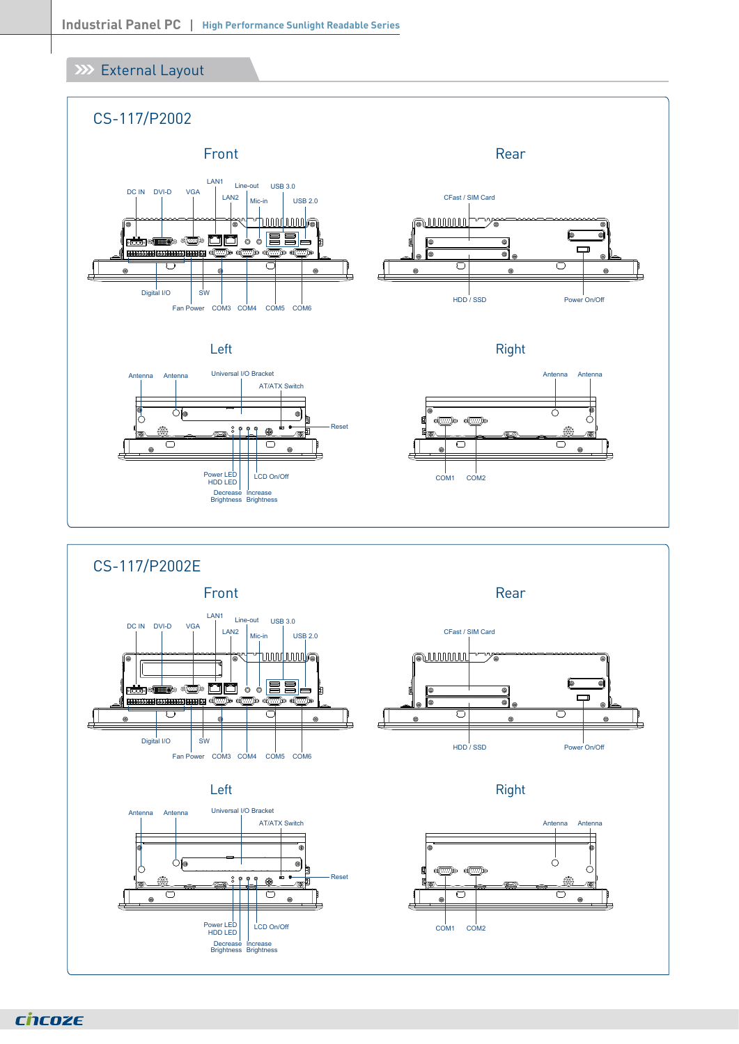## External Layout

### CS-117/P2002

**Front**

DC IN, DVI-D, VGA, LAN1, LAN2, Line-out, Mic-in, USB 3.0, USB 2.0

Digital I/O, SW, Fan Power, COM3, COM4, COM5, COM6

**Rear**

CFast / SIM Card

HDD / SSD, Power On/Off

**Left**

Antenna, Antenna, Universal I/O Bracket, AT/ATX Switch, Reset

Power LED, HDD LED, LCD On/Off, Decrease Brightness, Increase Brightness

**Right**

Antenna, Antenna

COM1, COM2

### CS-117/P2002E

**Front**

DC IN, DVI-D, VGA, LAN1, LAN2, Line-out, Mic-in, USB 3.0, USB 2.0

Digital I/O, SW, Fan Power, COM3, COM4, COM5, COM6

**Rear**

CFast / SIM Card

HDD / SSD, Power On/Off

**Left**

Antenna, Antenna, Universal I/O Bracket, AT/ATX Switch, Reset

Power LED, HDD LED, LCD On/Off, Decrease Brightness, Increase Brightness

**Right**

Antenna, Antenna

COM1, COM2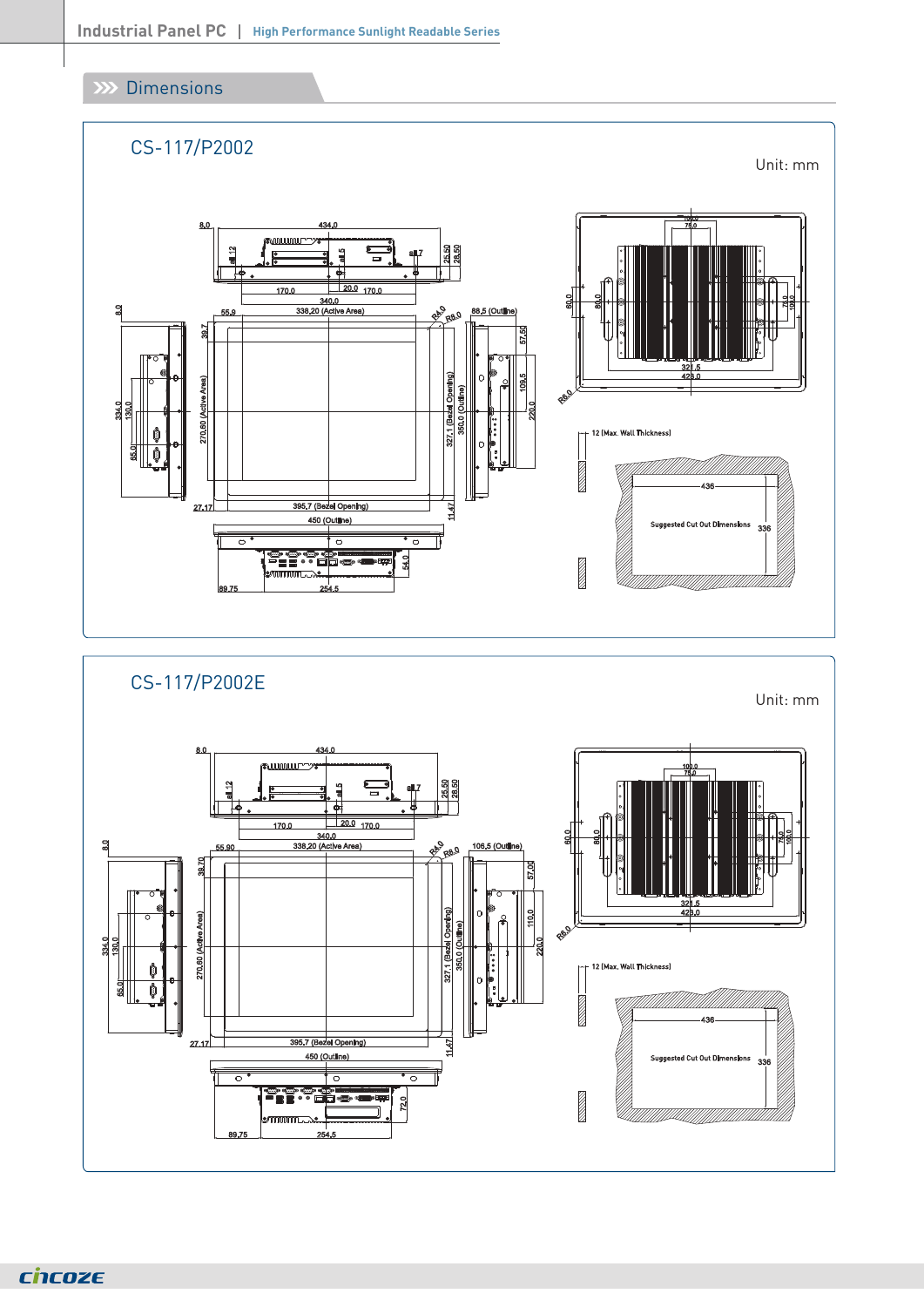## Dimensions

### CS-117/P2002

Unit: mm

8.0 434.0 25.50 28.50 ø3.12 ø3.5 ø4.7 170.0 20.0 170.0 340.0

55.9 338.20 (Active Area) R4.0 R8.0 88.5 (Outline) 8.0 39.7 57.50 109.5 220.0 334.0 130.0 65.0 270.60 (Active Area) 327.1 (Bezel Opening) 350.0 (Outline) 27.17 395.7 (Bezel Opening) 450 (Outline) 11.47 54.0 89.75 254.5

100.0 75.0 60.0 80.0 75.0 100.0 321.5 428.0 R8.0

12 (Max. Wall Thickness)

436 Suggested Cut Out Dimensions 336

### CS-117/P2002E

Unit: mm

8.0 434.0 25.50 28.50 ø3.12 ø3.5 ø4.7 170.0 20.0 170.0 340.0

55.90 338.20 (Active Area) R4.0 R8.0 106.5 (Outline) 8.0 39.70 57.00 110.0 220.0 334.0 130.0 65.0 270.60 (Active Area) 327.1 (Bezel Opening) 350.0 (Outline) 27.17 395.7 (Bezel Opening) 450 (Outline) 11.47 72.0 89.75 254.5

100.0 75.0 60.0 80.0 75.0 100.0 321.5 428.0 R8.0

12 (Max. Wall Thickness)

436 Suggested Cut Out Dimensions 336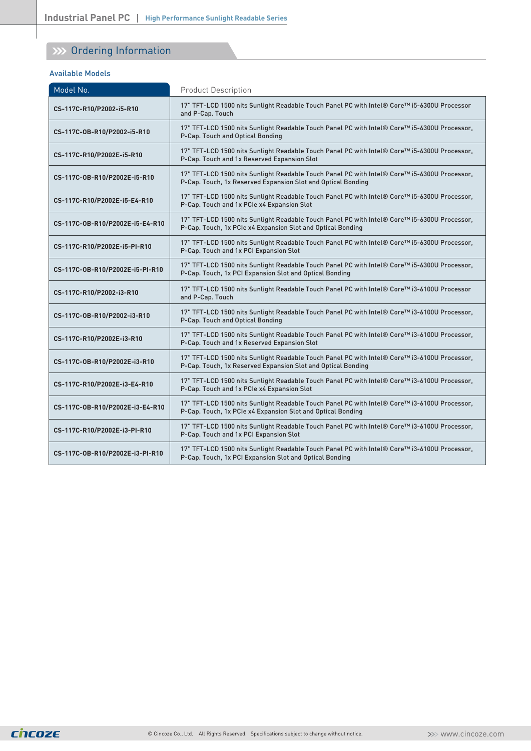## Ordering Information

### Available Models

| Model No. | Product Description |
|---|---|
| CS-117C-R10/P2002-i5-R10 | 17" TFT-LCD 1500 nits Sunlight Readable Touch Panel PC with Intel® Core™ i5-6300U Processor and P-Cap. Touch |
| CS-117C-OB-R10/P2002-i5-R10 | 17" TFT-LCD 1500 nits Sunlight Readable Touch Panel PC with Intel® Core™ i5-6300U Processor, P-Cap. Touch and Optical Bonding |
| CS-117C-R10/P2002E-i5-R10 | 17" TFT-LCD 1500 nits Sunlight Readable Touch Panel PC with Intel® Core™ i5-6300U Processor, P-Cap. Touch and 1x Reserved Expansion Slot |
| CS-117C-OB-R10/P2002E-i5-R10 | 17" TFT-LCD 1500 nits Sunlight Readable Touch Panel PC with Intel® Core™ i5-6300U Processor, P-Cap. Touch, 1x Reserved Expansion Slot and Optical Bonding |
| CS-117C-R10/P2002E-i5-E4-R10 | 17" TFT-LCD 1500 nits Sunlight Readable Touch Panel PC with Intel® Core™ i5-6300U Processor, P-Cap. Touch and 1x PCIe x4 Expansion Slot |
| CS-117C-OB-R10/P2002E-i5-E4-R10 | 17" TFT-LCD 1500 nits Sunlight Readable Touch Panel PC with Intel® Core™ i5-6300U Processor, P-Cap. Touch, 1x PCIe x4 Expansion Slot and Optical Bonding |
| CS-117C-R10/P2002E-i5-PI-R10 | 17" TFT-LCD 1500 nits Sunlight Readable Touch Panel PC with Intel® Core™ i5-6300U Processor, P-Cap. Touch and 1x PCI Expansion Slot |
| CS-117C-OB-R10/P2002E-i5-PI-R10 | 17" TFT-LCD 1500 nits Sunlight Readable Touch Panel PC with Intel® Core™ i5-6300U Processor, P-Cap. Touch, 1x PCI Expansion Slot and Optical Bonding |
| CS-117C-R10/P2002-i3-R10 | 17" TFT-LCD 1500 nits Sunlight Readable Touch Panel PC with Intel® Core™ i3-6100U Processor and P-Cap. Touch |
| CS-117C-OB-R10/P2002-i3-R10 | 17" TFT-LCD 1500 nits Sunlight Readable Touch Panel PC with Intel® Core™ i3-6100U Processor, P-Cap. Touch and Optical Bonding |
| CS-117C-R10/P2002E-i3-R10 | 17" TFT-LCD 1500 nits Sunlight Readable Touch Panel PC with Intel® Core™ i3-6100U Processor, P-Cap. Touch and 1x Reserved Expansion Slot |
| CS-117C-OB-R10/P2002E-i3-R10 | 17" TFT-LCD 1500 nits Sunlight Readable Touch Panel PC with Intel® Core™ i3-6100U Processor, P-Cap. Touch, 1x Reserved Expansion Slot and Optical Bonding |
| CS-117C-R10/P2002E-i3-E4-R10 | 17" TFT-LCD 1500 nits Sunlight Readable Touch Panel PC with Intel® Core™ i3-6100U Processor, P-Cap. Touch and 1x PCIe x4 Expansion Slot |
| CS-117C-OB-R10/P2002E-i3-E4-R10 | 17" TFT-LCD 1500 nits Sunlight Readable Touch Panel PC with Intel® Core™ i3-6100U Processor, P-Cap. Touch, 1x PCIe x4 Expansion Slot and Optical Bonding |
| CS-117C-R10/P2002E-i3-PI-R10 | 17" TFT-LCD 1500 nits Sunlight Readable Touch Panel PC with Intel® Core™ i3-6100U Processor, P-Cap. Touch and 1x PCI Expansion Slot |
| CS-117C-OB-R10/P2002E-i3-PI-R10 | 17" TFT-LCD 1500 nits Sunlight Readable Touch Panel PC with Intel® Core™ i3-6100U Processor, P-Cap. Touch, 1x PCI Expansion Slot and Optical Bonding |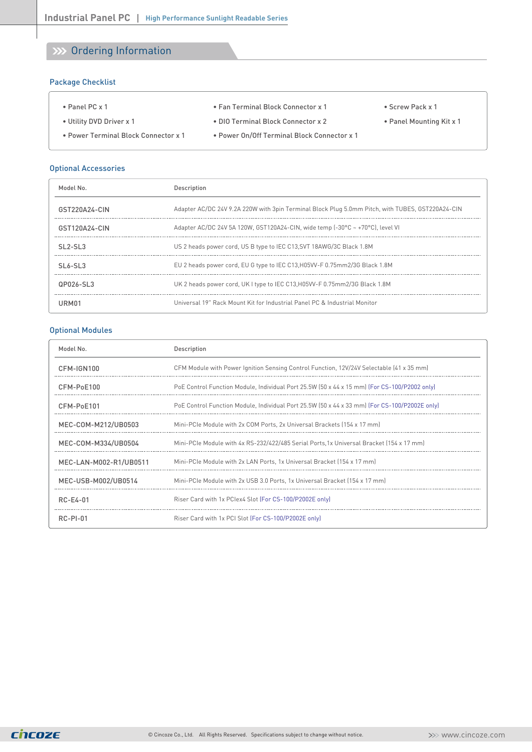## Ordering Information

### Package Checklist

- Panel PC x 1
- Utility DVD Driver x 1
- Power Terminal Block Connector x 1
- Fan Terminal Block Connector x 1
- DIO Terminal Block Connector x 2
- Power On/Off Terminal Block Connector x 1
- Screw Pack x 1
- Panel Mounting Kit x 1

### Optional Accessories

| Model No. | Description |
|---|---|
| GST220A24-CIN | Adapter AC/DC 24V 9.2A 220W with 3pin Terminal Block Plug 5.0mm Pitch, with TUBES, GST220A24-CIN |
| GST120A24-CIN | Adapter AC/DC 24V 5A 120W, GST120A24-CIN, wide temp (-30°C ~ +70°C), level VI |
| SL2-SL3 | US 2 heads power cord, US B type to IEC C13,SVT 18AWG/3C Black 1.8M |
| SL6-SL3 | EU 2 heads power cord, EU G type to IEC C13,H05VV-F 0.75mm2/3G Black 1.8M |
| QP026-SL3 | UK 2 heads power cord, UK I type to IEC C13,H05VV-F 0.75mm2/3G Black 1.8M |
| URM01 | Universal 19" Rack Mount Kit for Industrial Panel PC & Industrial Monitor |

### Optional Modules

| Model No. | Description |
|---|---|
| CFM-IGN100 | CFM Module with Power Ignition Sensing Control Function, 12V/24V Selectable (41 x 35 mm) |
| CFM-PoE100 | PoE Control Function Module, Individual Port 25.5W (50 x 44 x 15 mm) (For CS-100/P2002 only) |
| CFM-PoE101 | PoE Control Function Module, Individual Port 25.5W (50 x 44 x 33 mm) (For CS-100/P2002E only) |
| MEC-COM-M212/UB0503 | Mini-PCIe Module with 2x COM Ports, 2x Universal Brackets (154 x 17 mm) |
| MEC-COM-M334/UB0504 | Mini-PCIe Module with 4x RS-232/422/485 Serial Ports,1x Universal Bracket (154 x 17 mm) |
| MEC-LAN-M002-R1/UB0511 | Mini-PCIe Module with 2x LAN Ports, 1x Universal Bracket (154 x 17 mm) |
| MEC-USB-M002/UB0514 | Mini-PCIe Module with 2x USB 3.0 Ports, 1x Universal Bracket (154 x 17 mm) |
| RC-E4-01 | Riser Card with 1x PCIex4 Slot (For CS-100/P2002E only) |
| RC-PI-01 | Riser Card with 1x PCI Slot (For CS-100/P2002E only) |